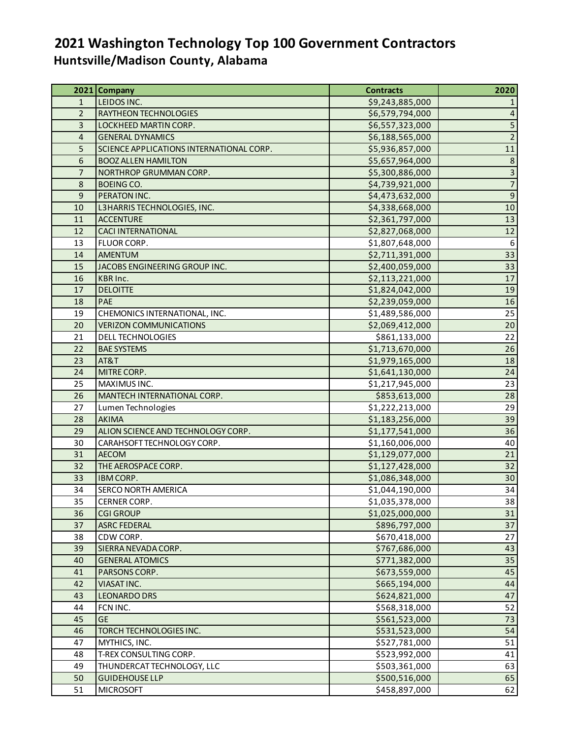# 2021 Washington Technology Top 100 Government Contractors

## Huntsville/Madison County, Alabama

| 2021 | Company | Contracts | 2020 |
|---|---|---|---|
| 1 | LEIDOS INC. | $9,243,885,000 | 1 |
| 2 | RAYTHEON TECHNOLOGIES | $6,579,794,000 | 4 |
| 3 | LOCKHEED MARTIN CORP. | $6,557,323,000 | 5 |
| 4 | GENERAL DYNAMICS | $6,188,565,000 | 2 |
| 5 | SCIENCE APPLICATIONS INTERNATIONAL CORP. | $5,936,857,000 | 11 |
| 6 | BOOZ ALLEN HAMILTON | $5,657,964,000 | 8 |
| 7 | NORTHROP GRUMMAN CORP. | $5,300,886,000 | 3 |
| 8 | BOEING CO. | $4,739,921,000 | 7 |
| 9 | PERATON INC. | $4,473,632,000 | 9 |
| 10 | L3HARRIS TECHNOLOGIES, INC. | $4,338,668,000 | 10 |
| 11 | ACCENTURE | $2,361,797,000 | 13 |
| 12 | CACI INTERNATIONAL | $2,827,068,000 | 12 |
| 13 | FLUOR CORP. | $1,807,648,000 | 6 |
| 14 | AMENTUM | $2,711,391,000 | 33 |
| 15 | JACOBS ENGINEERING GROUP INC. | $2,400,059,000 | 33 |
| 16 | KBR Inc. | $2,113,221,000 | 17 |
| 17 | DELOITTE | $1,824,042,000 | 19 |
| 18 | PAE | $2,239,059,000 | 16 |
| 19 | CHEMONICS INTERNATIONAL, INC. | $1,489,586,000 | 25 |
| 20 | VERIZON COMMUNICATIONS | $2,069,412,000 | 20 |
| 21 | DELL TECHNOLOGIES | $861,133,000 | 22 |
| 22 | BAE SYSTEMS | $1,713,670,000 | 26 |
| 23 | AT&T | $1,979,165,000 | 18 |
| 24 | MITRE CORP. | $1,641,130,000 | 24 |
| 25 | MAXIMUS INC. | $1,217,945,000 | 23 |
| 26 | MANTECH INTERNATIONAL CORP. | $853,613,000 | 28 |
| 27 | Lumen Technologies | $1,222,213,000 | 29 |
| 28 | AKIMA | $1,183,256,000 | 39 |
| 29 | ALION SCIENCE AND TECHNOLOGY CORP. | $1,177,541,000 | 36 |
| 30 | CARAHSOFT TECHNOLOGY CORP. | $1,160,006,000 | 40 |
| 31 | AECOM | $1,129,077,000 | 21 |
| 32 | THE AEROSPACE CORP. | $1,127,428,000 | 32 |
| 33 | IBM CORP. | $1,086,348,000 | 30 |
| 34 | SERCO NORTH AMERICA | $1,044,190,000 | 34 |
| 35 | CERNER CORP. | $1,035,378,000 | 38 |
| 36 | CGI GROUP | $1,025,000,000 | 31 |
| 37 | ASRC FEDERAL | $896,797,000 | 37 |
| 38 | CDW CORP. | $670,418,000 | 27 |
| 39 | SIERRA NEVADA CORP. | $767,686,000 | 43 |
| 40 | GENERAL ATOMICS | $771,382,000 | 35 |
| 41 | PARSONS CORP. | $673,559,000 | 45 |
| 42 | VIASAT INC. | $665,194,000 | 44 |
| 43 | LEONARDO DRS | $624,821,000 | 47 |
| 44 | FCN INC. | $568,318,000 | 52 |
| 45 | GE | $561,523,000 | 73 |
| 46 | TORCH TECHNOLOGIES INC. | $531,523,000 | 54 |
| 47 | MYTHICS, INC. | $527,781,000 | 51 |
| 48 | T-REX CONSULTING CORP. | $523,992,000 | 41 |
| 49 | THUNDERCAT TECHNOLOGY, LLC | $503,361,000 | 63 |
| 50 | GUIDEHOUSE LLP | $500,516,000 | 65 |
| 51 | MICROSOFT | $458,897,000 | 62 |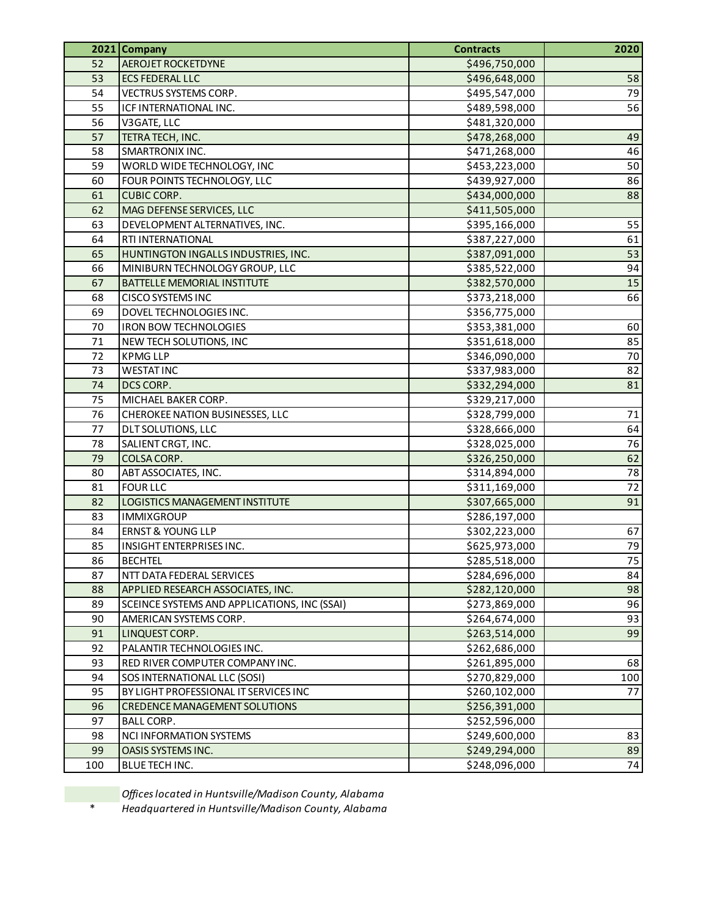| 2021 | Company | Contracts | 2020 |
|---|---|---|---|
| 52 | AEROJET ROCKETDYNE | $496,750,000 | |
| 53 | ECS FEDERAL LLC | $496,648,000 | 58 |
| 54 | VECTRUS SYSTEMS CORP. | $495,547,000 | 79 |
| 55 | ICF INTERNATIONAL INC. | $489,598,000 | 56 |
| 56 | V3GATE, LLC | $481,320,000 | |
| 57 | TETRA TECH, INC. | $478,268,000 | 49 |
| 58 | SMARTRONIX INC. | $471,268,000 | 46 |
| 59 | WORLD WIDE TECHNOLOGY, INC | $453,223,000 | 50 |
| 60 | FOUR POINTS TECHNOLOGY, LLC | $439,927,000 | 86 |
| 61 | CUBIC CORP. | $434,000,000 | 88 |
| 62 | MAG DEFENSE SERVICES, LLC | $411,505,000 | |
| 63 | DEVELOPMENT ALTERNATIVES, INC. | $395,166,000 | 55 |
| 64 | RTI INTERNATIONAL | $387,227,000 | 61 |
| 65 | HUNTINGTON INGALLS INDUSTRIES, INC. | $387,091,000 | 53 |
| 66 | MINIBURN TECHNOLOGY GROUP, LLC | $385,522,000 | 94 |
| 67 | BATTELLE MEMORIAL INSTITUTE | $382,570,000 | 15 |
| 68 | CISCO SYSTEMS INC | $373,218,000 | 66 |
| 69 | DOVEL TECHNOLOGIES INC. | $356,775,000 | |
| 70 | IRON BOW TECHNOLOGIES | $353,381,000 | 60 |
| 71 | NEW TECH SOLUTIONS, INC | $351,618,000 | 85 |
| 72 | KPMG LLP | $346,090,000 | 70 |
| 73 | WESTAT INC | $337,983,000 | 82 |
| 74 | DCS CORP. | $332,294,000 | 81 |
| 75 | MICHAEL BAKER CORP. | $329,217,000 | |
| 76 | CHEROKEE NATION BUSINESSES, LLC | $328,799,000 | 71 |
| 77 | DLT SOLUTIONS, LLC | $328,666,000 | 64 |
| 78 | SALIENT CRGT, INC. | $328,025,000 | 76 |
| 79 | COLSA CORP. | $326,250,000 | 62 |
| 80 | ABT ASSOCIATES, INC. | $314,894,000 | 78 |
| 81 | FOUR LLC | $311,169,000 | 72 |
| 82 | LOGISTICS MANAGEMENT INSTITUTE | $307,665,000 | 91 |
| 83 | IMMIXGROUP | $286,197,000 | |
| 84 | ERNST & YOUNG LLP | $302,223,000 | 67 |
| 85 | INSIGHT ENTERPRISES INC. | $625,973,000 | 79 |
| 86 | BECHTEL | $285,518,000 | 75 |
| 87 | NTT DATA FEDERAL SERVICES | $284,696,000 | 84 |
| 88 | APPLIED RESEARCH ASSOCIATES, INC. | $282,120,000 | 98 |
| 89 | SCEINCE SYSTEMS AND APPLICATIONS, INC (SSAI) | $273,869,000 | 96 |
| 90 | AMERICAN SYSTEMS CORP. | $264,674,000 | 93 |
| 91 | LINQUEST CORP. | $263,514,000 | 99 |
| 92 | PALANTIR TECHNOLOGIES INC. | $262,686,000 | |
| 93 | RED RIVER COMPUTER COMPANY INC. | $261,895,000 | 68 |
| 94 | SOS INTERNATIONAL LLC (SOSI) | $270,829,000 | 100 |
| 95 | BY LIGHT PROFESSIONAL IT SERVICES INC | $260,102,000 | 77 |
| 96 | CREDENCE MANAGEMENT SOLUTIONS | $256,391,000 | |
| 97 | BALL CORP. | $252,596,000 | |
| 98 | NCI INFORMATION SYSTEMS | $249,600,000 | 83 |
| 99 | OASIS SYSTEMS INC. | $249,294,000 | 89 |
| 100 | BLUE TECH INC. | $248,096,000 | 74 |

*Offices located in Huntsville/Madison County, Alabama*

\* *Headquartered in Huntsville/Madison County, Alabama*